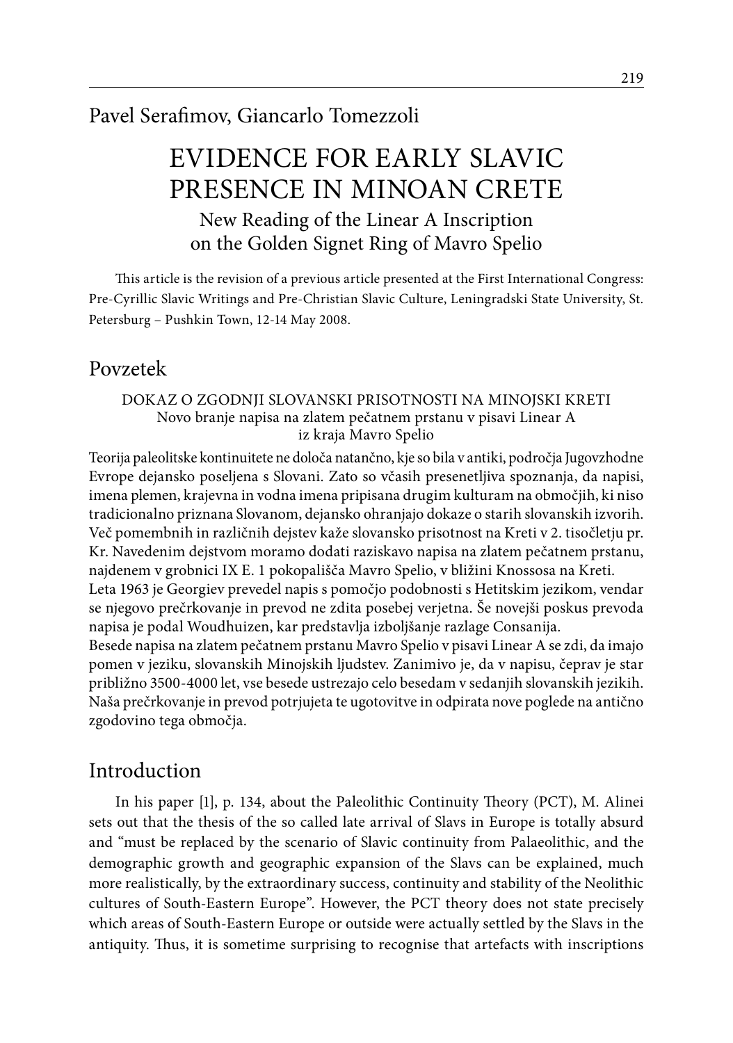Pavel Serafimov, Giancarlo Tomezzoli

# EVIDENCE FOR EARLY SLAVIC PRESENCE IN MINOAN CRETE

## New Reading of the Linear A Inscription on the Golden Signet Ring of Mavro Spelio

This article is the revision of a previous article presented at the First International Congress: Pre-Cyrillic Slavic Writings and Pre-Christian Slavic Culture, Leningradski State University, St. Petersburg – Pushkin Town, 12-14 May 2008.

## Povzetek

DOKAZ O ZGODNJI SLOVANSKI PRISOTNOSTI NA MINOJSKI KRETI
Novo branje napisa na zlatem pečatnem prstanu v pisavi Linear A iz kraja Mavro Spelio

Teorija paleolitske kontinuitete ne določa natančno, kje so bila v antiki, področja Jugovzhodne Evrope dejansko poseljena s Slovani. Zato so včasih presenetljiva spoznanja, da napisi, imena plemen, krajevna in vodna imena pripisana drugim kulturam na območjih, ki niso tradicionalno priznana Slovanom, dejansko ohranjajo dokaze o starih slovanskih izvorih. Več pomembnih in različnih dejstev kaže slovansko prisotnost na Kreti v 2. tisočletju pr. Kr. Navedenim dejstvom moramo dodati raziskavo napisa na zlatem pečatnem prstanu, najdenem v grobnici IX E. 1 pokopališča Mavro Spelio, v bližini Knossosa na Kreti.
Leta 1963 je Georgiev prevedel napis s pomočjo podobnosti s Hetitskim jezikom, vendar se njegovo prečrkovanje in prevod ne zdita posebej verjetna. Še novejši poskus prevoda napisa je podal Woudhuizen, kar predstavlja izboljšanje razlage Consanija.
Besede napisa na zlatem pečatnem prstanu Mavro Spelio v pisavi Linear A se zdi, da imajo pomen v jeziku, slovanskih Minojskih ljudstev. Zanimivo je, da v napisu, čeprav je star približno 3500-4000 let, vse besede ustrezajo celo besedam v sedanjih slovanskih jezikih. Naša prečrkovanje in prevod potrjujeta te ugotovitve in odpirata nove poglede na antično zgodovino tega območja.

## Introduction

In his paper [1], p. 134, about the Paleolithic Continuity Theory (PCT), M. Alinei sets out that the thesis of the so called late arrival of Slavs in Europe is totally absurd and "must be replaced by the scenario of Slavic continuity from Palaeolithic, and the demographic growth and geographic expansion of the Slavs can be explained, much more realistically, by the extraordinary success, continuity and stability of the Neolithic cultures of South-Eastern Europe". However, the PCT theory does not state precisely which areas of South-Eastern Europe or outside were actually settled by the Slavs in the antiquity. Thus, it is sometime surprising to recognise that artefacts with inscriptions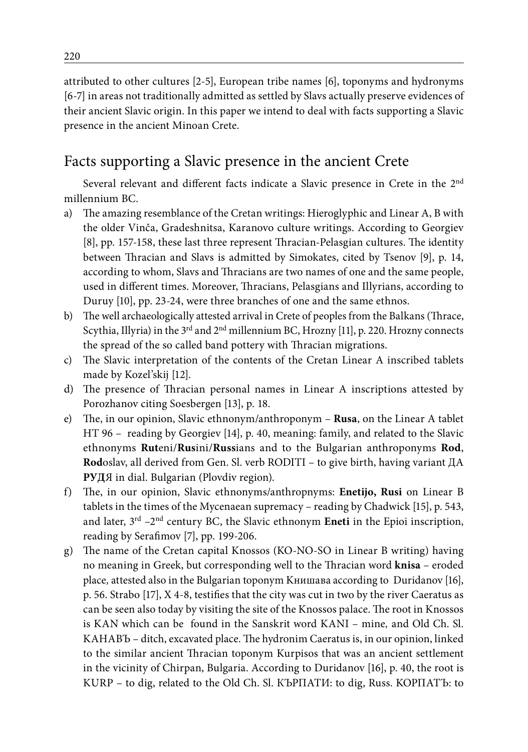attributed to other cultures [2-5], European tribe names [6], toponyms and hydronyms [6-7] in areas not traditionally admitted as settled by Slavs actually preserve evidences of their ancient Slavic origin. In this paper we intend to deal with facts supporting a Slavic presence in the ancient Minoan Crete.

## Facts supporting a Slavic presence in the ancient Crete

Several relevant and different facts indicate a Slavic presence in Crete in the 2nd millennium BC.

a) The amazing resemblance of the Cretan writings: Hieroglyphic and Linear A, B with the older Vinča, Gradeshnitsa, Karanovo culture writings. According to Georgiev [8], pp. 157-158, these last three represent Thracian-Pelasgian cultures. The identity between Thracian and Slavs is admitted by Simokates, cited by Tsenov [9], p. 14, according to whom, Slavs and Thracians are two names of one and the same people, used in different times. Moreover, Thracians, Pelasgians and Illyrians, according to Duruy [10], pp. 23-24, were three branches of one and the same ethnos.
b) The well archaeologically attested arrival in Crete of peoples from the Balkans (Thrace, Scythia, Illyria) in the 3rd and 2nd millennium BC, Hrozny [11], p. 220. Hrozny connects the spread of the so called band pottery with Thracian migrations.
c) The Slavic interpretation of the contents of the Cretan Linear A inscribed tablets made by Kozel'skij [12].
d) The presence of Thracian personal names in Linear A inscriptions attested by Porozhanov citing Soesbergen [13], p. 18.
e) The, in our opinion, Slavic ethnonym/anthroponym – **Rusa**, on the Linear A tablet HT 96 – reading by Georgiev [14], p. 40, meaning: family, and related to the Slavic ethnonyms **Rut**eni/**Rus**ini/**Russ**ians and to the Bulgarian anthroponyms **Rod**, **Rod**oslav, all derived from Gen. Sl. verb RODITI – to give birth, having variant ДА **РУД**Я in dial. Bulgarian (Plovdiv region).
f) The, in our opinion, Slavic ethnonyms/anthropnyms: **Enetijo, Rusi** on Linear B tablets in the times of the Mycenaean supremacy – reading by Chadwick [15], p. 543, and later, 3rd –2nd century BC, the Slavic ethnonym **Eneti** in the Epioi inscription, reading by Serafimov [7], pp. 199-206.
g) The name of the Cretan capital Knossos (KO-NO-SO in Linear B writing) having no meaning in Greek, but corresponding well to the Thracian word **knisa** – eroded place, attested also in the Bulgarian toponym Книшава according to Duridanov [16], p. 56. Strabo [17], X 4-8, testifies that the city was cut in two by the river Caeratus as can be seen also today by visiting the site of the Knossos palace. The root in Knossos is KAN which can be found in the Sanskrit word KANI – mine, and Old Ch. Sl. КАНАВЪ – ditch, excavated place. The hydronim Caeratus is, in our opinion, linked to the similar ancient Thracian toponym Kurpisos that was an ancient settlement in the vicinity of Chirpan, Bulgaria. According to Duridanov [16], p. 40, the root is KURP – to dig, related to the Old Ch. Sl. КЪРПАТИ: to dig, Russ. КОРПАТЪ: to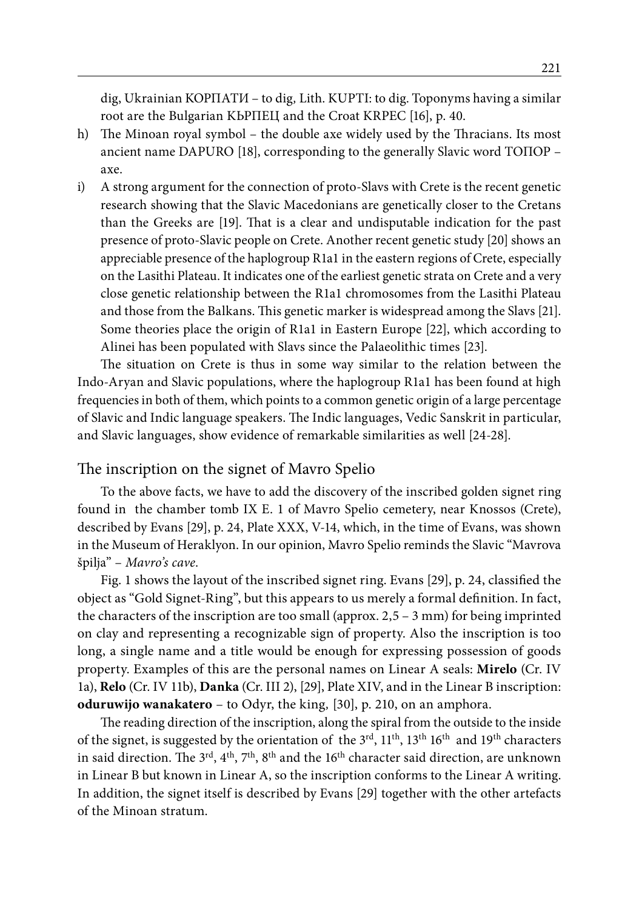dig, Ukrainian КОРПАТИ – to dig, Lith. KUPTI: to dig. Toponyms having a similar root are the Bulgarian КЪРПЕЦ and the Croat KRPEC [16], p. 40.

h) The Minoan royal symbol – the double axe widely used by the Thracians. Its most ancient name DAPURO [18], corresponding to the generally Slavic word ТОПОР – axe.

i) A strong argument for the connection of proto-Slavs with Crete is the recent genetic research showing that the Slavic Macedonians are genetically closer to the Cretans than the Greeks are [19]. That is a clear and undisputable indication for the past presence of proto-Slavic people on Crete. Another recent genetic study [20] shows an appreciable presence of the haplogroup R1a1 in the eastern regions of Crete, especially on the Lasithi Plateau. It indicates one of the earliest genetic strata on Crete and a very close genetic relationship between the R1a1 chromosomes from the Lasithi Plateau and those from the Balkans. This genetic marker is widespread among the Slavs [21]. Some theories place the origin of R1a1 in Eastern Europe [22], which according to Alinei has been populated with Slavs since the Palaeolithic times [23].

The situation on Crete is thus in some way similar to the relation between the Indo-Aryan and Slavic populations, where the haplogroup R1a1 has been found at high frequencies in both of them, which points to a common genetic origin of a large percentage of Slavic and Indic language speakers. The Indic languages, Vedic Sanskrit in particular, and Slavic languages, show evidence of remarkable similarities as well [24-28].

## The inscription on the signet of Mavro Spelio

To the above facts, we have to add the discovery of the inscribed golden signet ring found in the chamber tomb IX E. 1 of Mavro Spelio cemetery, near Knossos (Crete), described by Evans [29], p. 24, Plate XXX, V-14, which, in the time of Evans, was shown in the Museum of Heraklyon. In our opinion, Mavro Spelio reminds the Slavic "Mavrova špilja" – *Mavro's cave*.

Fig. 1 shows the layout of the inscribed signet ring. Evans [29], p. 24, classified the object as "Gold Signet-Ring", but this appears to us merely a formal definition. In fact, the characters of the inscription are too small (approx. 2,5 – 3 mm) for being imprinted on clay and representing a recognizable sign of property. Also the inscription is too long, a single name and a title would be enough for expressing possession of goods property. Examples of this are the personal names on Linear A seals: **Mirelo** (Cr. IV 1a), **Relo** (Cr. IV 11b), **Danka** (Cr. III 2), [29], Plate XIV, and in the Linear B inscription: **oduruwijo wanakatero** – to Odyr, the king, [30], p. 210, on an amphora.

The reading direction of the inscription, along the spiral from the outside to the inside of the signet, is suggested by the orientation of the 3rd, 11th, 13th 16th and 19th characters in said direction. The 3rd, 4th, 7th, 8th and the 16th character said direction, are unknown in Linear B but known in Linear A, so the inscription conforms to the Linear A writing. In addition, the signet itself is described by Evans [29] together with the other artefacts of the Minoan stratum.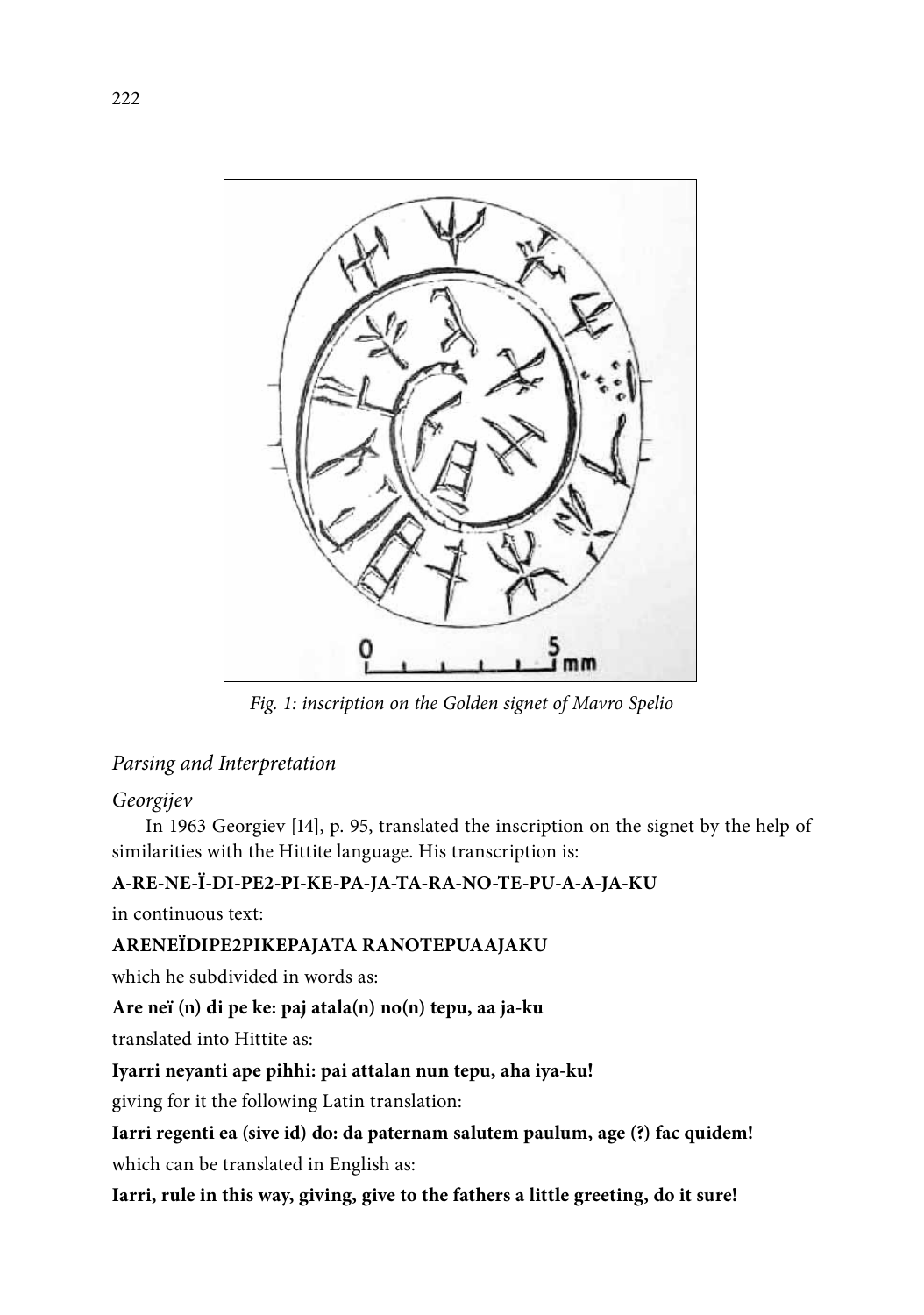*Fig. 1: inscription on the Golden signet of Mavro Spelio*

## *Parsing and Interpretation*

### *Georgijev*

In 1963 Georgiev [14], p. 95, translated the inscription on the signet by the help of similarities with the Hittite language. His transcription is:

**A-RE-NE-Ï-DI-PE2-PI-KE-PA-JA-TA-RA-NO-TE-PU-A-A-JA-KU**

in continuous text:

**ARENEÏDIPE2PIKEPAJATA RANOTEPUAAJAKU**

which he subdivided in words as:

**Are neï (n) di pe ke: paj atala(n) no(n) tepu, aa ja-ku**

translated into Hittite as:

**Iyarri neyanti ape pihhi: pai attalan nun tepu, aha iya-ku!**

giving for it the following Latin translation:

**Iarri regenti ea (sive id) do: da paternam salutem paulum, age (?) fac quidem!**

which can be translated in English as:

**Iarri, rule in this way, giving, give to the fathers a little greeting, do it sure!**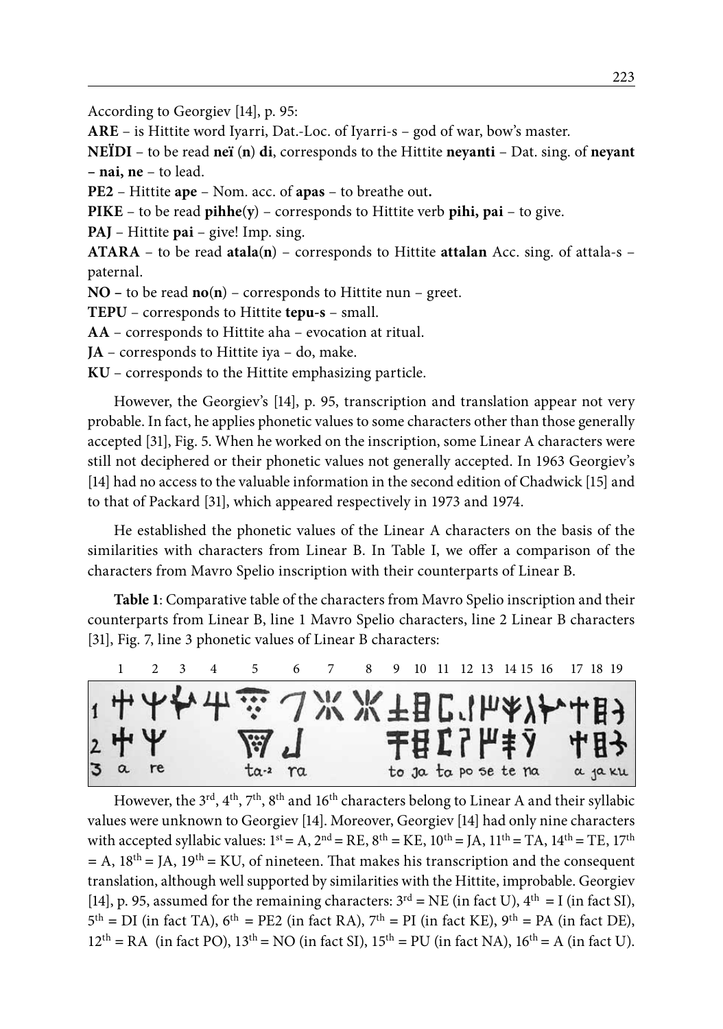According to Georgiev [14], p. 95:

**ARE** – is Hittite word Iyarri, Dat.-Loc. of Iyarri-s – god of war, bow's master.

**NEÏDI** – to be read **neï** (**n**) **di**, corresponds to the Hittite **neyanti** – Dat. sing. of **neyant – nai, ne** – to lead.

**PE2** – Hittite **ape** – Nom. acc. of **apas** – to breathe out**.**

**PIKE** – to be read **pihhe**(**y**) – corresponds to Hittite verb **pihi, pai** – to give.

**PAJ** – Hittite **pai** – give! Imp. sing.

**ATARA** – to be read **atala**(**n**) – corresponds to Hittite **attalan** Acc. sing. of attala-s – paternal.

**NO –** to be read **no**(**n**) – corresponds to Hittite nun – greet.

**TEPU** – corresponds to Hittite **tepu-s** – small.

**AA** – corresponds to Hittite aha – evocation at ritual.

**JA** – corresponds to Hittite iya – do, make.

**KU** – corresponds to the Hittite emphasizing particle.

However, the Georgiev's [14], p. 95, transcription and translation appear not very probable. In fact, he applies phonetic values to some characters other than those generally accepted [31], Fig. 5. When he worked on the inscription, some Linear A characters were still not deciphered or their phonetic values not generally accepted. In 1963 Georgiev's [14] had no access to the valuable information in the second edition of Chadwick [15] and to that of Packard [31], which appeared respectively in 1973 and 1974.

He established the phonetic values of the Linear A characters on the basis of the similarities with characters from Linear B. In Table I, we offer a comparison of the characters from Mavro Spelio inscription with their counterparts of Linear B.

**Table 1**: Comparative table of the characters from Mavro Spelio inscription and their counterparts from Linear B, line 1 Mavro Spelio characters, line 2 Linear B characters [31], Fig. 7, line 3 phonetic values of Linear B characters:

| | 1 | 2 | 3 | 4 | 5 | 6 | 7 | 8 | 9 | 10 | 11 | 12 | 13 | 14 | 15 | 16 | 17 | 18 | 19 |
|---|---|---|---|---|---|---|---|---|---|---|---|---|---|---|---|---|---|---|---|
| 3 | a | re | | | ta-2 | ra | | | to | ja | ta | po | se | te | na | | a | ja | ku |

However, the 3[rd], 4[th], 7[th], 8[th] and 16[th] characters belong to Linear A and their syllabic values were unknown to Georgiev [14]. Moreover, Georgiev [14] had only nine characters with accepted syllabic values: 1[st] = A, 2[nd] = RE, 8[th] = KE, 10[th] = JA, 11[th] = TA, 14[th] = TE, 17[th] = A, 18[th] = JA, 19[th] = KU, of nineteen. That makes his transcription and the consequent translation, although well supported by similarities with the Hittite, improbable. Georgiev [14], p. 95, assumed for the remaining characters: 3[rd] = NE (in fact U), 4[th] = I (in fact SI), 5[th] = DI (in fact TA), 6[th] = PE2 (in fact RA), 7[th] = PI (in fact KE), 9[th] = PA (in fact DE), 12[th] = RA (in fact PO), 13[th] = NO (in fact SI), 15[th] = PU (in fact NA), 16[th] = A (in fact U).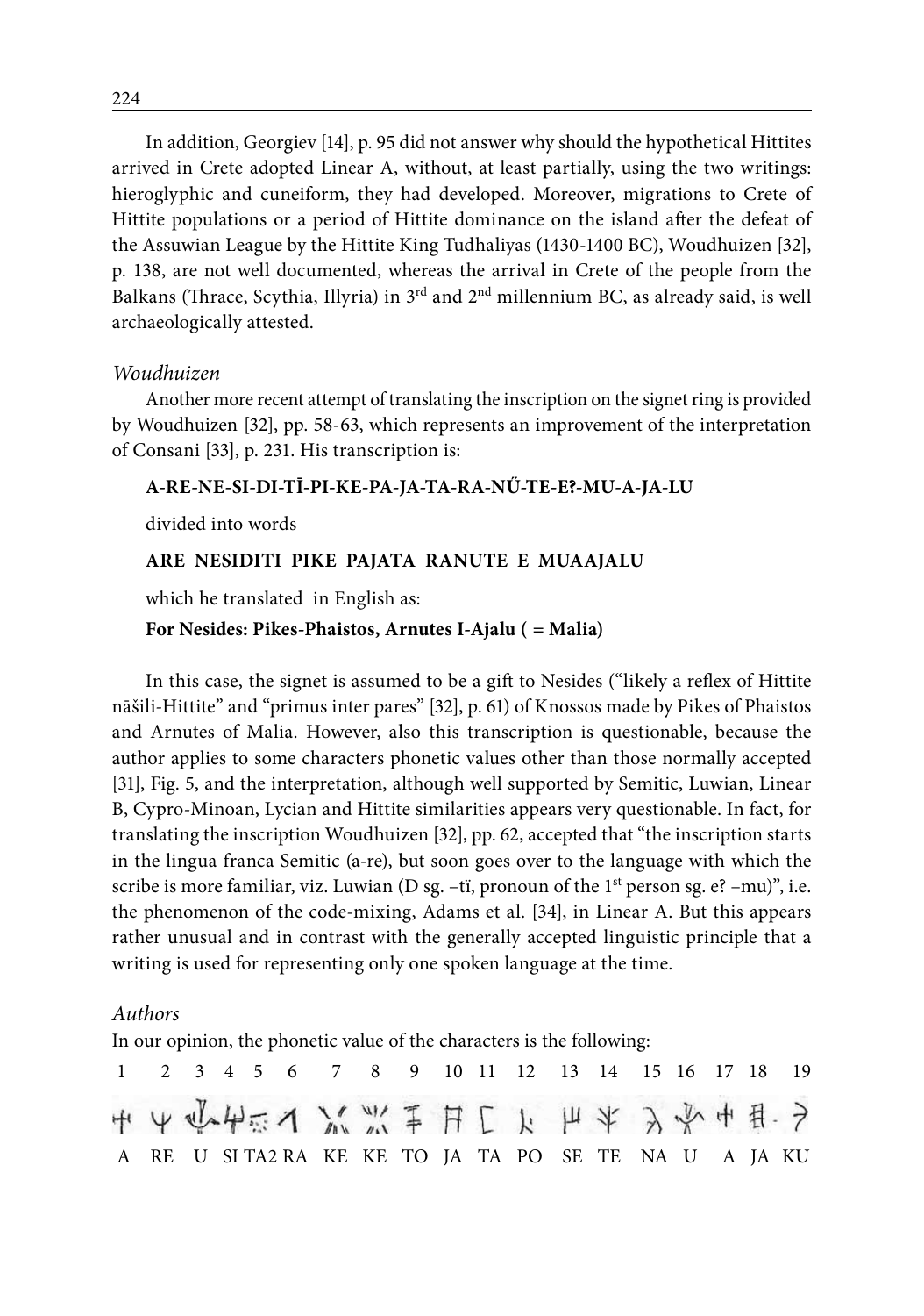In addition, Georgiev [14], p. 95 did not answer why should the hypothetical Hittites arrived in Crete adopted Linear A, without, at least partially, using the two writings: hieroglyphic and cuneiform, they had developed. Moreover, migrations to Crete of Hittite populations or a period of Hittite dominance on the island after the defeat of the Assuwian League by the Hittite King Tudhaliyas (1430-1400 BC), Woudhuizen [32], p. 138, are not well documented, whereas the arrival in Crete of the people from the Balkans (Thrace, Scythia, Illyria) in 3[rd] and 2[nd] millennium BC, as already said, is well archaeologically attested.

*Woudhuizen*

Another more recent attempt of translating the inscription on the signet ring is provided by Woudhuizen [32], pp. 58-63, which represents an improvement of the interpretation of Consani [33], p. 231. His transcription is:

**A-RE-NE-SI-DI-TĪ-PI-KE-PA-JA-TA-RA-NŬ-TE-E?-MU-A-JA-LU**

divided into words

**ARE NESIDITI PIKE PAJATA RANUTE E MUAAJALU**

which he translated in English as:

**For Nesides: Pikes-Phaistos, Arnutes I-Ajalu ( = Malia)**

In this case, the signet is assumed to be a gift to Nesides ("likely a reflex of Hittite nāšili-Hittite" and "primus inter pares" [32], p. 61) of Knossos made by Pikes of Phaistos and Arnutes of Malia. However, also this transcription is questionable, because the author applies to some characters phonetic values other than those normally accepted [31], Fig. 5, and the interpretation, although well supported by Semitic, Luwian, Linear B, Cypro-Minoan, Lycian and Hittite similarities appears very questionable. In fact, for translating the inscription Woudhuizen [32], pp. 62, accepted that "the inscription starts in the lingua franca Semitic (a-re), but soon goes over to the language with which the scribe is more familiar, viz. Luwian (D sg. –tï, pronoun of the 1[st] person sg. e? –mu)", i.e. the phenomenon of the code-mixing, Adams et al. [34], in Linear A. But this appears rather unusual and in contrast with the generally accepted linguistic principle that a writing is used for representing only one spoken language at the time.

*Authors*

In our opinion, the phonetic value of the characters is the following:

| 1 | 2 | 3 | 4 | 5 | 6 | 7 | 8 | 9 | 10 | 11 | 12 | 13 | 14 | 15 | 16 | 17 | 18 | 19 |
|---|---|---|---|---|---|---|---|---|---|---|---|---|---|---|---|---|---|---|
| A | RE | U | SI | TA2 | RA | KE | KE | TO | JA | TA | PO | SE | TE | NA | U | A | JA | KU |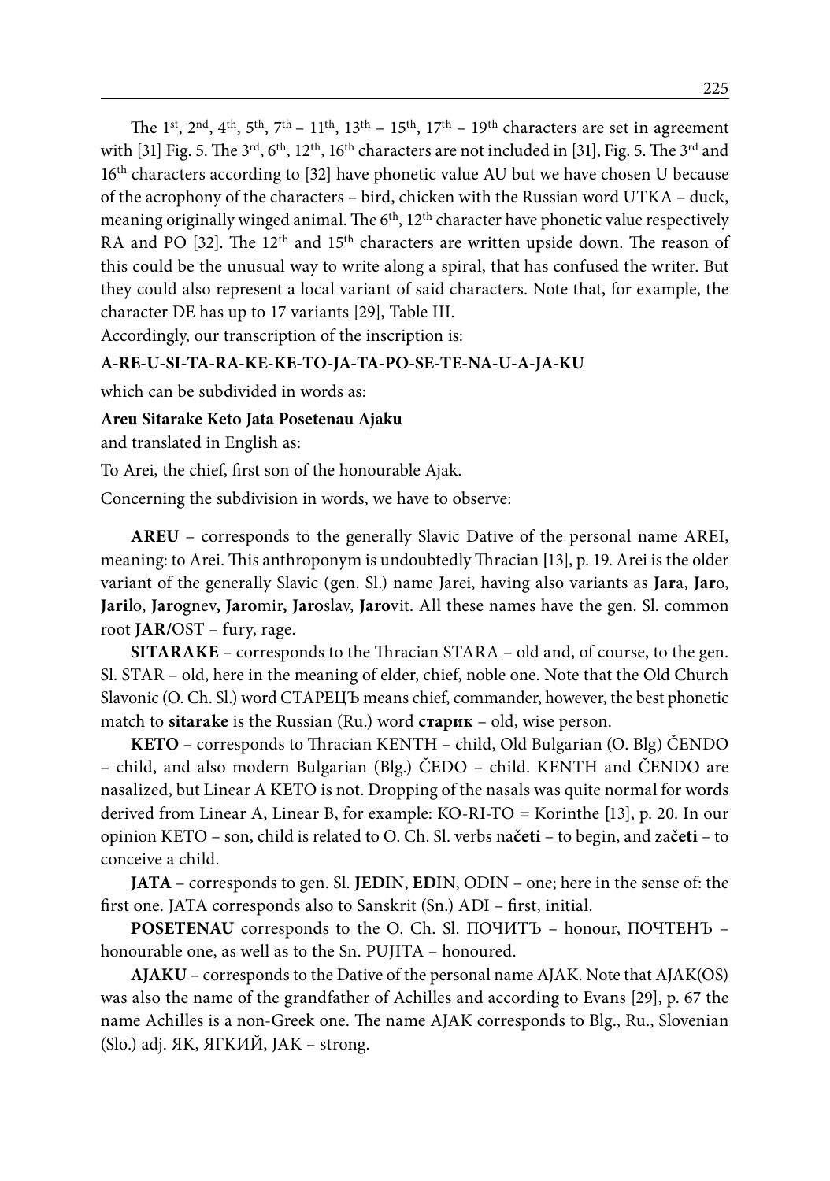The 1st, 2nd, 4th, 5th, 7th – 11th, 13th – 15th, 17th – 19th characters are set in agreement with [31] Fig. 5. The 3rd, 6th, 12th, 16th characters are not included in [31], Fig. 5. The 3rd and 16th characters according to [32] have phonetic value AU but we have chosen U because of the acrophony of the characters – bird, chicken with the Russian word UTKA – duck, meaning originally winged animal. The 6th, 12th character have phonetic value respectively RA and PO [32]. The 12th and 15th characters are written upside down. The reason of this could be the unusual way to write along a spiral, that has confused the writer. But they could also represent a local variant of said characters. Note that, for example, the character DE has up to 17 variants [29], Table III.

Accordingly, our transcription of the inscription is:

**A-RE-U-SI-TA-RA-KE-KE-TO-JA-TA-PO-SE-TE-NA-U-A-JA-KU**

which can be subdivided in words as:

**Areu Sitarake Keto Jata Posetenau Ajaku**

and translated in English as:

To Arei, the chief, first son of the honourable Ajak.

Concerning the subdivision in words, we have to observe:

**AREU** – corresponds to the generally Slavic Dative of the personal name AREI, meaning: to Arei. This anthroponym is undoubtedly Thracian [13], p. 19. Arei is the older variant of the generally Slavic (gen. Sl.) name Jarei, having also variants as **Jar**a, **Jar**o, **Jari**lo, **Jaro**gnev, **Jaro**mir, **Jaro**slav, **Jaro**vit. All these names have the gen. Sl. common root **JAR**/OST – fury, rage.

**SITARAKE** – corresponds to the Thracian STARA – old and, of course, to the gen. Sl. STAR – old, here in the meaning of elder, chief, noble one. Note that the Old Church Slavonic (O. Ch. Sl.) word СТАРЕЦЪ means chief, commander, however, the best phonetic match to **sitarake** is the Russian (Ru.) word **старик** – old, wise person.

**KETO** – corresponds to Thracian KENTH – child, Old Bulgarian (O. Blg) ČENDO – child, and also modern Bulgarian (Blg.) ČEDO – child. KENTH and ČENDO are nasalized, but Linear A KETO is not. Dropping of the nasals was quite normal for words derived from Linear A, Linear B, for example: KO-RI-TO = Korinthe [13], p. 20. In our opinion KETO – son, child is related to O. Ch. Sl. verbs na**četi** – to begin, and za**četi** – to conceive a child.

**JATA** – corresponds to gen. Sl. **JED**IN, **ED**IN, ODIN – one; here in the sense of: the first one. JATA corresponds also to Sanskrit (Sn.) ADI – first, initial.

**POSETENAU** corresponds to the O. Ch. Sl. ПОЧИТЪ – honour, ПОЧТЕНЪ – honourable one, as well as to the Sn. PUJITA – honoured.

**AJAKU** – corresponds to the Dative of the personal name AJAK. Note that AJAK(OS) was also the name of the grandfather of Achilles and according to Evans [29], p. 67 the name Achilles is a non-Greek one. The name AJAK corresponds to Blg., Ru., Slovenian (Slo.) adj. ЯК, ЯГКИЙ, JAK – strong.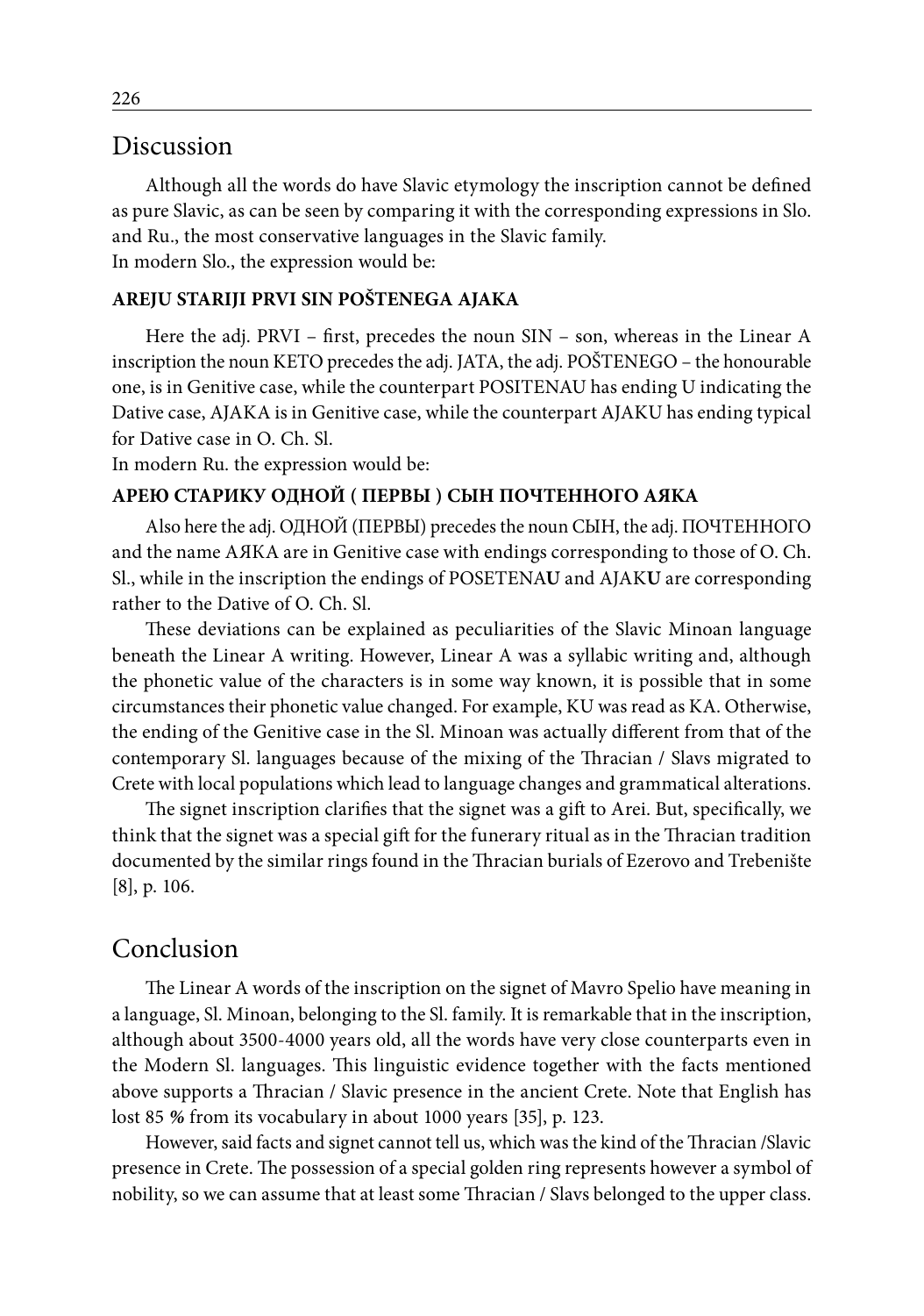## Discussion

Although all the words do have Slavic etymology the inscription cannot be defined as pure Slavic, as can be seen by comparing it with the corresponding expressions in Slo. and Ru., the most conservative languages in the Slavic family.
In modern Slo., the expression would be:

**AREJU STARIJI PRVI SIN POŠTENEGA AJAKA**

Here the adj. PRVI – first, precedes the noun SIN – son, whereas in the Linear A inscription the noun KETO precedes the adj. JATA, the adj. POŠTENEGO – the honourable one, is in Genitive case, while the counterpart POSITENAU has ending U indicating the Dative case, AJAKA is in Genitive case, while the counterpart AJAKU has ending typical for Dative case in O. Ch. Sl.
In modern Ru. the expression would be:

**АРЕЮ СТАРИКУ ОДНОЙ ( ПЕРВЫ ) СЫН ПОЧТЕННОГО АЯКА**

Also here the adj. ОДНОЙ (ПЕРВЫ) precedes the noun СЫН, the adj. ПОЧТЕННОГО and the name АЯКА are in Genitive case with endings corresponding to those of O. Ch. Sl., while in the inscription the endings of POSETENA**U** and AJAK**U** are corresponding rather to the Dative of O. Ch. Sl.

These deviations can be explained as peculiarities of the Slavic Minoan language beneath the Linear A writing. However, Linear A was a syllabic writing and, although the phonetic value of the characters is in some way known, it is possible that in some circumstances their phonetic value changed. For example, KU was read as KA. Otherwise, the ending of the Genitive case in the Sl. Minoan was actually different from that of the contemporary Sl. languages because of the mixing of the Thracian / Slavs migrated to Crete with local populations which lead to language changes and grammatical alterations.

The signet inscription clarifies that the signet was a gift to Arei. But, specifically, we think that the signet was a special gift for the funerary ritual as in the Thracian tradition documented by the similar rings found in the Thracian burials of Ezerovo and Trebenište [8], p. 106.

## Conclusion

The Linear A words of the inscription on the signet of Mavro Spelio have meaning in a language, Sl. Minoan, belonging to the Sl. family. It is remarkable that in the inscription, although about 3500-4000 years old, all the words have very close counterparts even in the Modern Sl. languages. This linguistic evidence together with the facts mentioned above supports a Thracian / Slavic presence in the ancient Crete. Note that English has lost 85 % from its vocabulary in about 1000 years [35], p. 123.

However, said facts and signet cannot tell us, which was the kind of the Thracian /Slavic presence in Crete. The possession of a special golden ring represents however a symbol of nobility, so we can assume that at least some Thracian / Slavs belonged to the upper class.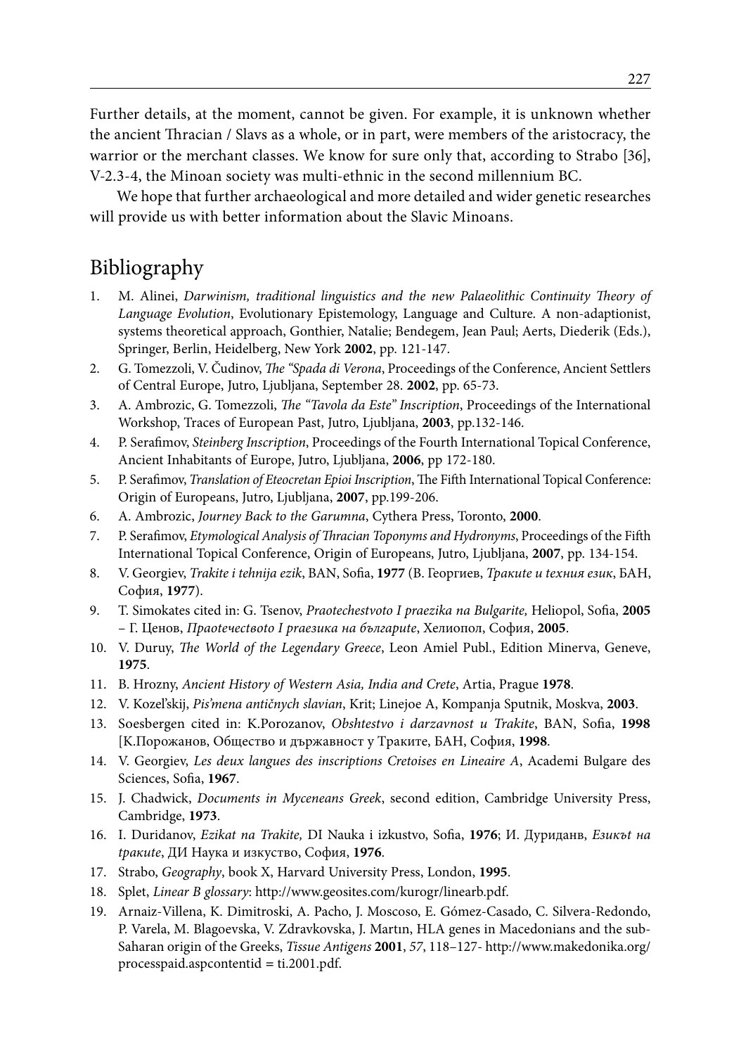Further details, at the moment, cannot be given. For example, it is unknown whether the ancient Thracian / Slavs as a whole, or in part, were members of the aristocracy, the warrior or the merchant classes. We know for sure only that, according to Strabo [36], V-2.3-4, the Minoan society was multi-ethnic in the second millennium BC.

We hope that further archaeological and more detailed and wider genetic researches will provide us with better information about the Slavic Minoans.

## Bibliography

1. M. Alinei, *Darwinism, traditional linguistics and the new Palaeolithic Continuity Theory of Language Evolution*, Evolutionary Epistemology, Language and Culture. A non-adaptionist, systems theoretical approach, Gonthier, Natalie; Bendegem, Jean Paul; Aerts, Diederik (Eds.), Springer, Berlin, Heidelberg, New York **2002**, pp. 121-147.
2. G. Tomezzoli, V. Čudinov, *The "Spada di Verona*, Proceedings of the Conference, Ancient Settlers of Central Europe, Jutro, Ljubljana, September 28. **2002**, pp. 65-73.
3. A. Ambrozic, G. Tomezzoli, *The "Tavola da Este" Inscription*, Proceedings of the International Workshop, Traces of European Past, Jutro, Ljubljana, **2003**, pp.132-146.
4. P. Serafimov, *Steinberg Inscription*, Proceedings of the Fourth International Topical Conference, Ancient Inhabitants of Europe, Jutro, Ljubljana, **2006**, pp 172-180.
5. P. Serafimov, *Translation of Eteocretan Epioi Inscription*, The Fifth International Topical Conference: Origin of Europeans, Jutro, Ljubljana, **2007**, pp.199-206.
6. A. Ambrozic, *Journey Back to the Garumna*, Cythera Press, Toronto, **2000**.
7. P. Serafimov, *Etymological Analysis of Thracian Toponyms and Hydronyms*, Proceedings of the Fifth International Topical Conference, Origin of Europeans, Jutro, Ljubljana, **2007**, pp. 134-154.
8. V. Georgiev, *Trakite i tehnija ezik*, BAN, Sofia, **1977** (В. Георгиев, *Траките и техния език*, БАН, София, **1977**).
9. T. Simokates cited in: G. Tsenov, *Praotechestvoto I praezika na Bulgarite,* Heliopol, Sofia, **2005** – Г. Ценов, *Праотечеството I праезика на българите*, Хелиопол, София, **2005**.
10. V. Duruy, *The World of the Legendary Greece*, Leon Amiel Publ., Edition Minerva, Geneve, **1975**.
11. B. Hrozny, *Ancient History of Western Asia, India and Crete*, Artia, Prague **1978**.
12. V. Kozel'skij, *Pis'mena antičnych slavian*, Krit; Linejoe A, Kompanja Sputnik, Moskva, **2003**.
13. Soesbergen cited in: K.Porozanov, *Obshtestvo i darzavnost u Trakite*, BAN, Sofia, **1998** [К.Порожанов, Общество и държавност у Траките, БАН, София, **1998**.
14. V. Georgiev, *Les deux langues des inscriptions Cretoises en Lineaire A*, Academi Bulgare des Sciences, Sofia, **1967**.
15. J. Chadwick, *Documents in Myceneans Greek*, second edition, Cambridge University Press, Cambridge, **1973**.
16. I. Duridanov, *Ezikat na Trakite,* DI Nauka i izkustvo, Sofia, **1976**; И. Дуриданв, *Езикът на траките*, ДИ Наука и изкуство, София, **1976**.
17. Strabo, *Geography*, book X, Harvard University Press, London, **1995**.
18. Splet, *Linear B glossary*: http://www.geosites.com/kurogr/linearb.pdf.
19. Arnaiz-Villena, K. Dimitroski, A. Pacho, J. Moscoso, E. Gómez-Casado, C. Silvera-Redondo, P. Varela, M. Blagoevska, V. Zdravkovska, J. Martın, HLA genes in Macedonians and the sub-Saharan origin of the Greeks, *Tissue Antigens* **2001**, *57*, 118–127- http://www.makedonika.org/processpaid.aspcontentid = ti.2001.pdf.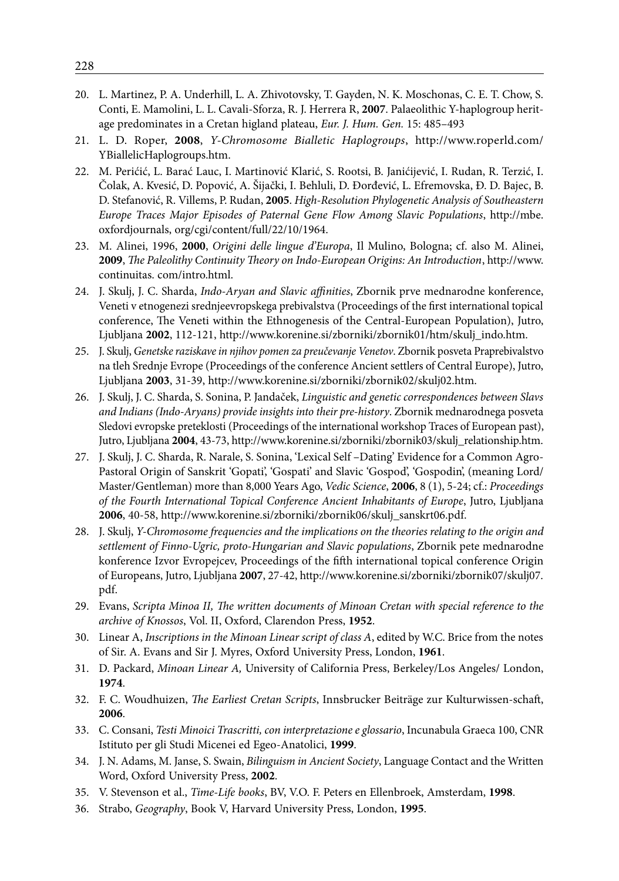20. L. Martinez, P. A. Underhill, L. A. Zhivotovsky, T. Gayden, N. K. Moschonas, C. E. T. Chow, S. Conti, E. Mamolini, L. L. Cavali-Sforza, R. J. Herrera R, **2007**. Palaeolithic Y-haplogroup heritage predominates in a Cretan higland plateau, *Eur. J. Hum. Gen.* 15: 485–493
21. L. D. Roper, **2008**, *Y-Chromosome Bialletic Haplogroups*, http://www.roperld.com/YBiallelicHaplogroups.htm.
22. M. Perićić, L. Barać Lauc, I. Martinović Klarić, S. Rootsi, B. Janićijević, I. Rudan, R. Terzić, I. Čolak, A. Kvesić, D. Popović, A. Šijački, I. Behluli, D. Đorđević, L. Efremovska, Đ. D. Bajec, B. D. Stefanović, R. Villems, P. Rudan, **2005**. *High-Resolution Phylogenetic Analysis of Southeastern Europe Traces Major Episodes of Paternal Gene Flow Among Slavic Populations*, http://mbe.oxfordjournals, org/cgi/content/full/22/10/1964.
23. M. Alinei, 1996, **2000**, *Origini delle lingue d'Europa*, Il Mulino, Bologna; cf. also M. Alinei, **2009**, *The Paleolithy Continuity Theory on Indo-European Origins: An Introduction*, http://www.continuitas. com/intro.html.
24. J. Skulj, J. C. Sharda, *Indo-Aryan and Slavic affinities*, Zbornik prve mednarodne konference, Veneti v etnogenezi srednjeevropskega prebivalstva (Proceedings of the first international topical conference, The Veneti within the Ethnogenesis of the Central-European Population), Jutro, Ljubljana **2002**, 112-121, http://www.korenine.si/zborniki/zbornik01/htm/skulj_indo.htm.
25. J. Skulj, *Genetske raziskave in njihov pomen za preučevanje Venetov*. Zbornik posveta Praprebivalstvo na tleh Srednje Evrope (Proceedings of the conference Ancient settlers of Central Europe), Jutro, Ljubljana **2003**, 31-39, http://www.korenine.si/zborniki/zbornik02/skulj02.htm.
26. J. Skulj, J. C. Sharda, S. Sonina, P. Jandaček, *Linguistic and genetic correspondences between Slavs and Indians (Indo-Aryans) provide insights into their pre-history*. Zbornik mednarodnega posveta Sledovi evropske preteklosti (Proceedings of the international workshop Traces of European past), Jutro, Ljubljana **2004**, 43-73, http://www.korenine.si/zborniki/zbornik03/skulj_relationship.htm.
27. J. Skulj, J. C. Sharda, R. Narale, S. Sonina, 'Lexical Self –Dating' Evidence for a Common Agro-Pastoral Origin of Sanskrit 'Gopati', 'Gospati' and Slavic 'Gospod', 'Gospodin', (meaning Lord/Master/Gentleman) more than 8,000 Years Ago, *Vedic Science*, **2006**, 8 (1), 5-24; cf.: *Proceedings of the Fourth International Topical Conference Ancient Inhabitants of Europe*, Jutro, Ljubljana **2006**, 40-58, http://www.korenine.si/zborniki/zbornik06/skulj_sanskrt06.pdf.
28. J. Skulj, *Y-Chromosome frequencies and the implications on the theories relating to the origin and settlement of Finno-Ugric, proto-Hungarian and Slavic populations*, Zbornik pete mednarodne konference Izvor Evropejcev, Proceedings of the fifth international topical conference Origin of Europeans, Jutro, Ljubljana **2007**, 27-42, http://www.korenine.si/zborniki/zbornik07/skulj07.pdf.
29. Evans, *Scripta Minoa II, The written documents of Minoan Cretan with special reference to the archive of Knossos*, Vol. II, Oxford, Clarendon Press, **1952**.
30. Linear A, *Inscriptions in the Minoan Linear script of class A*, edited by W.C. Brice from the notes of Sir. A. Evans and Sir J. Myres, Oxford University Press, London, **1961**.
31. D. Packard, *Minoan Linear A,* University of California Press, Berkeley/Los Angeles/ London, **1974**.
32. F. C. Woudhuizen, *The Earliest Cretan Scripts*, Innsbrucker Beiträge zur Kulturwissen-schaft, **2006**.
33. C. Consani, *Testi Minoici Trascritti, con interpretazione e glossario*, Incunabula Graeca 100, CNR Istituto per gli Studi Micenei ed Egeo-Anatolici, **1999**.
34. J. N. Adams, M. Janse, S. Swain, *Bilinguism in Ancient Society*, Language Contact and the Written Word, Oxford University Press, **2002**.
35. V. Stevenson et al., *Time-Life books*, BV, V.O. F. Peters en Ellenbroek, Amsterdam, **1998**.
36. Strabo, *Geography*, Book V, Harvard University Press, London, **1995**.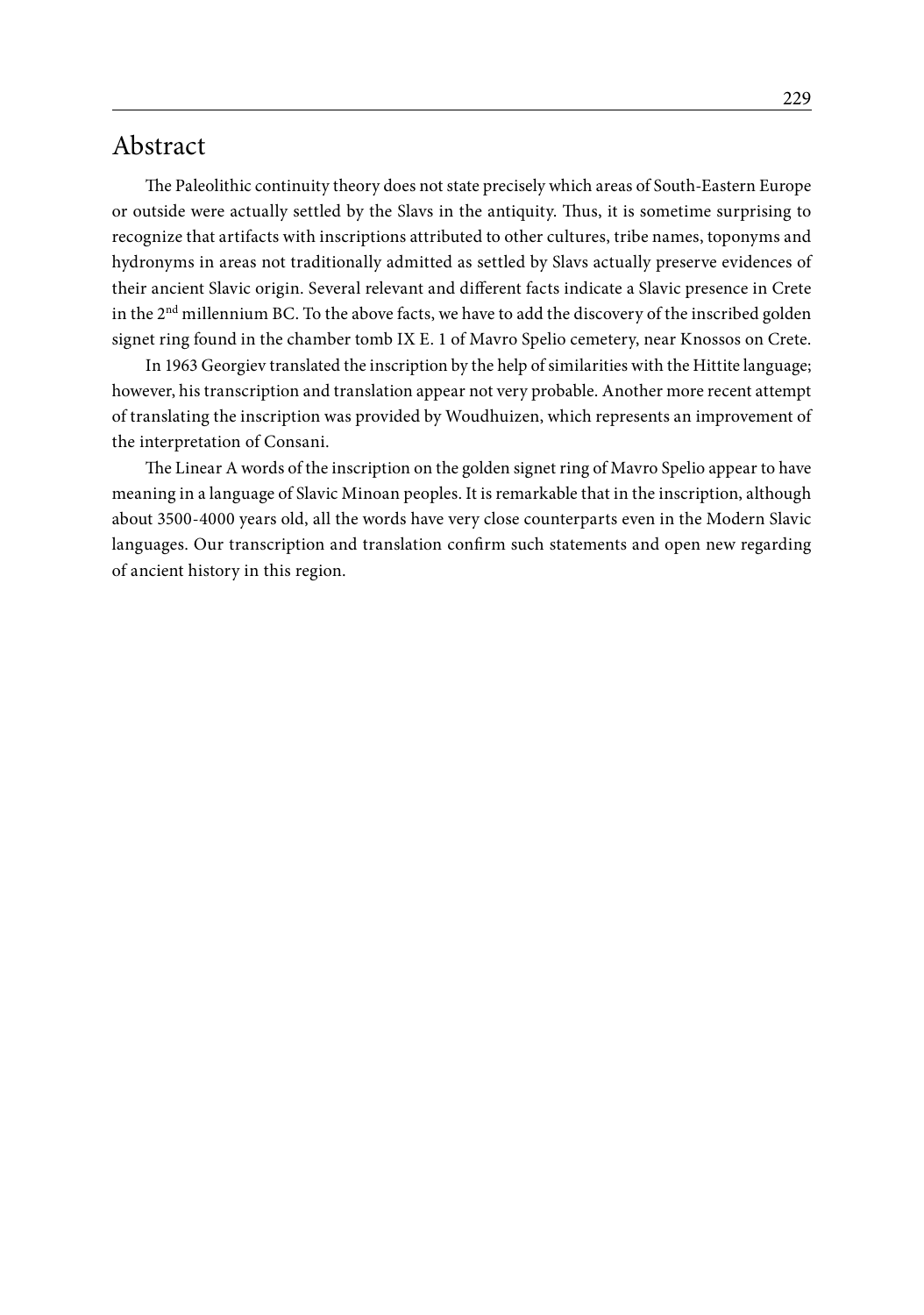# Abstract

The Paleolithic continuity theory does not state precisely which areas of South-Eastern Europe or outside were actually settled by the Slavs in the antiquity. Thus, it is sometime surprising to recognize that artifacts with inscriptions attributed to other cultures, tribe names, toponyms and hydronyms in areas not traditionally admitted as settled by Slavs actually preserve evidences of their ancient Slavic origin. Several relevant and different facts indicate a Slavic presence in Crete in the 2nd millennium BC. To the above facts, we have to add the discovery of the inscribed golden signet ring found in the chamber tomb IX E. 1 of Mavro Spelio cemetery, near Knossos on Crete.

In 1963 Georgiev translated the inscription by the help of similarities with the Hittite language; however, his transcription and translation appear not very probable. Another more recent attempt of translating the inscription was provided by Woudhuizen, which represents an improvement of the interpretation of Consani.

The Linear A words of the inscription on the golden signet ring of Mavro Spelio appear to have meaning in a language of Slavic Minoan peoples. It is remarkable that in the inscription, although about 3500-4000 years old, all the words have very close counterparts even in the Modern Slavic languages. Our transcription and translation confirm such statements and open new regarding of ancient history in this region.